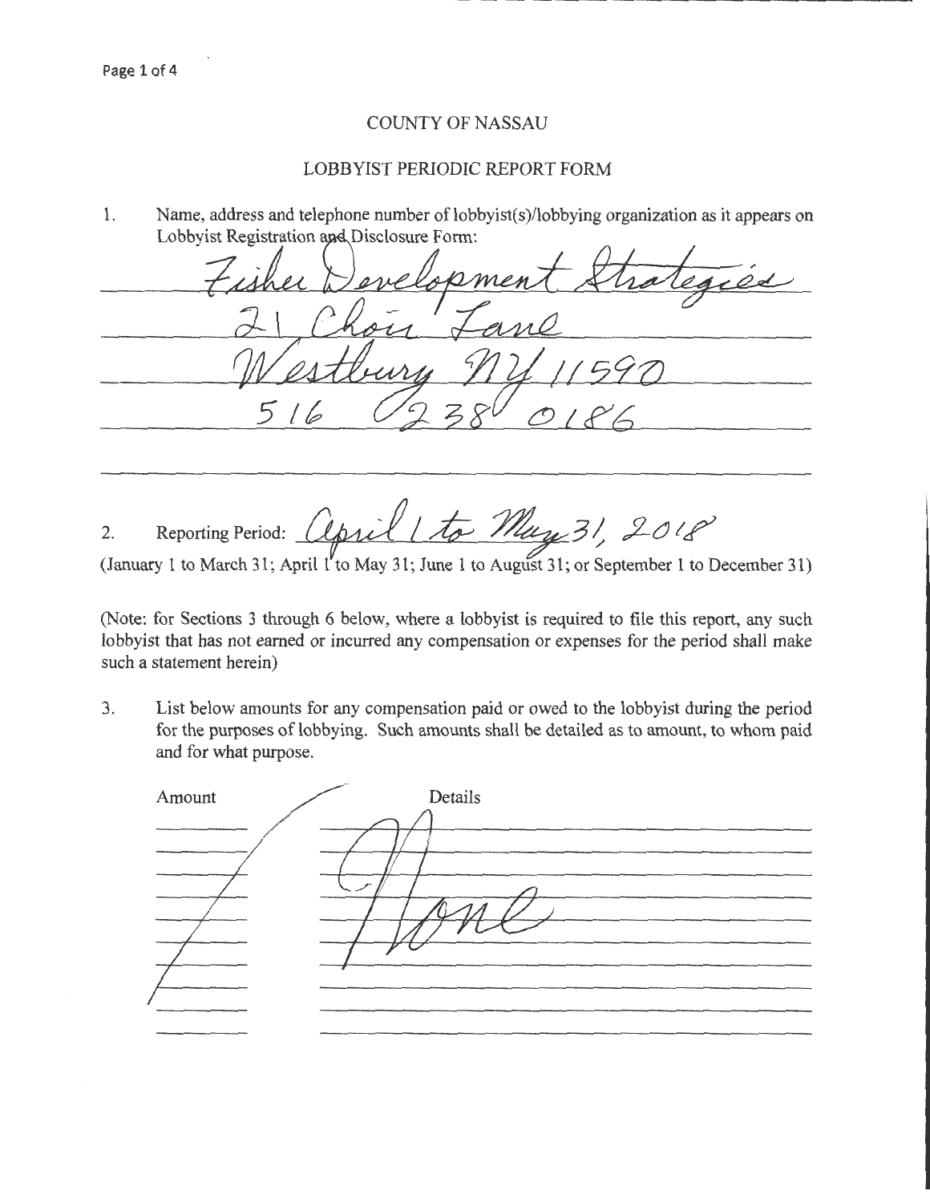# COUNTY OF NASSAU

## LOBBYIST PERIODIC REPORT FORM

1. Name, address and telephone number of lobbyist(s)/lobbying organization as it appears on Lobbyist Registration and Disclosure Form:

   Fisher Development Strategies
   21 Choir Lane
   Westbury NY 11590
   516 238 0186

2. Reporting Period: April 1 to May 31, 2018

(January 1 to March 31; April 1 to May 31; June 1 to August 31; or September 1 to December 31)

(Note: for Sections 3 through 6 below, where a lobbyist is required to file this report, any such lobbyist that has not earned or incurred any compensation or expenses for the period shall make such a statement herein)

3. List below amounts for any compensation paid or owed to the lobbyist during the period for the purposes of lobbying. Such amounts shall be detailed as to amount, to whom paid and for what purpose.

| Amount | Details |
| --- | --- |
| | None |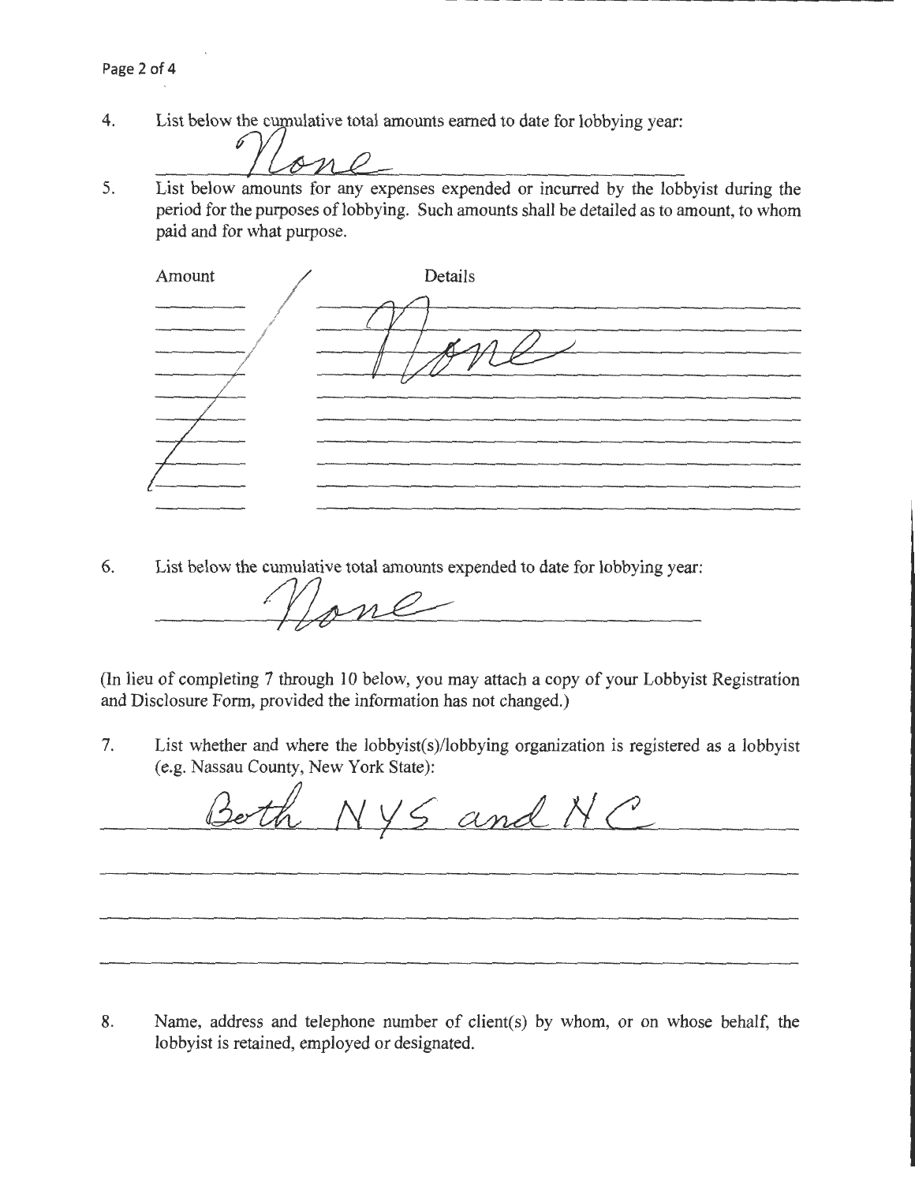4. List below the cumulative total amounts earned to date for lobbying year:

None

5. List below amounts for any expenses expended or incurred by the lobbyist during the period for the purposes of lobbying. Such amounts shall be detailed as to amount, to whom paid and for what purpose.

| Amount | Details |
|---|---|
| / | None |

6. List below the cumulative total amounts expended to date for lobbying year:

None

(In lieu of completing 7 through 10 below, you may attach a copy of your Lobbyist Registration and Disclosure Form, provided the information has not changed.)

7. List whether and where the lobbyist(s)/lobbying organization is registered as a lobbyist (e.g. Nassau County, New York State):

Both NYS and NC

8. Name, address and telephone number of client(s) by whom, or on whose behalf, the lobbyist is retained, employed or designated.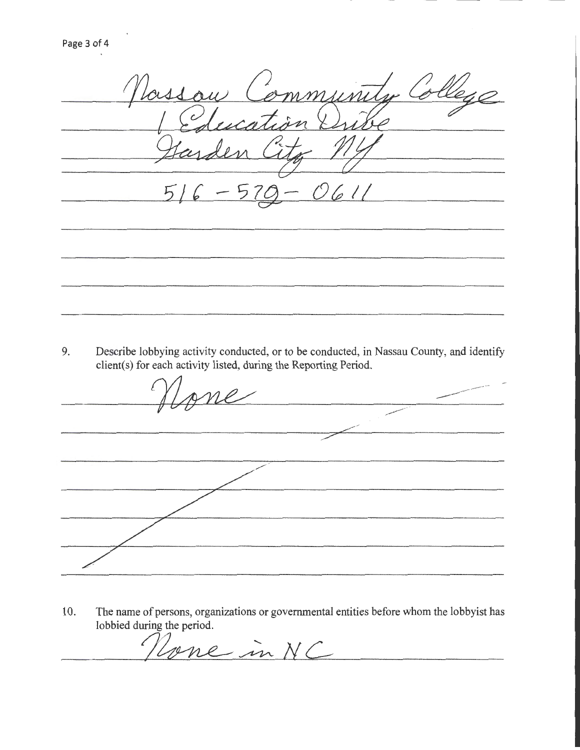Nassau Community College
1 Education Drive
Garden City NY
516-572-0611

9. Describe lobbying activity conducted, or to be conducted, in Nassau County, and identify client(s) for each activity listed, during the Reporting Period.

None

10. The name of persons, organizations or governmental entities before whom the lobbyist has lobbied during the period.

None in NC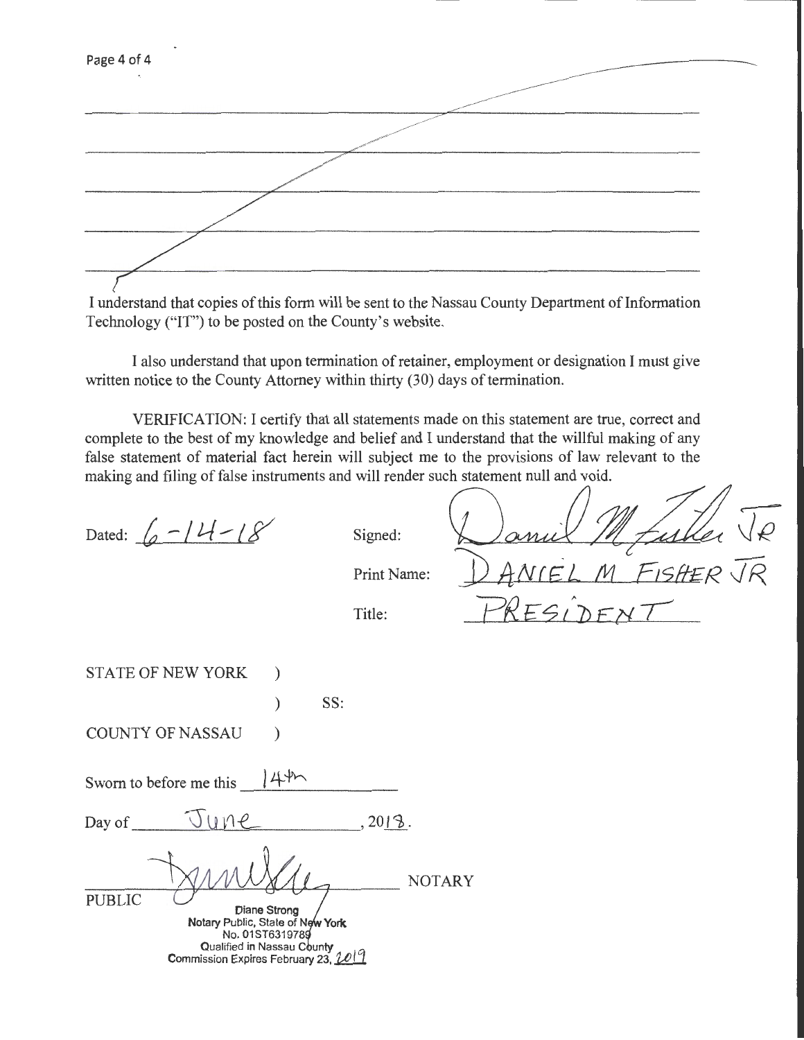I understand that copies of this form will be sent to the Nassau County Department of Information Technology ("IT") to be posted on the County's website.

I also understand that upon termination of retainer, employment or designation I must give written notice to the County Attorney within thirty (30) days of termination.

VERIFICATION: I certify that all statements made on this statement are true, correct and complete to the best of my knowledge and belief and I understand that the willful making of any false statement of material fact herein will subject me to the provisions of law relevant to the making and filing of false instruments and will render such statement null and void.

Dated: 6-14-18

Signed: Daniel M Fisher Jr

Print Name: DANIEL M FISHER JR

Title: PRESIDENT

STATE OF NEW YORK )

) SS:

COUNTY OF NASSAU )

Sworn to before me this 14th

Day of June, 2018.

NOTARY PUBLIC

Diane Strong
Notary Public, State of New York
No. 01ST6319789
Qualified in Nassau County
Commission Expires February 23, 2019